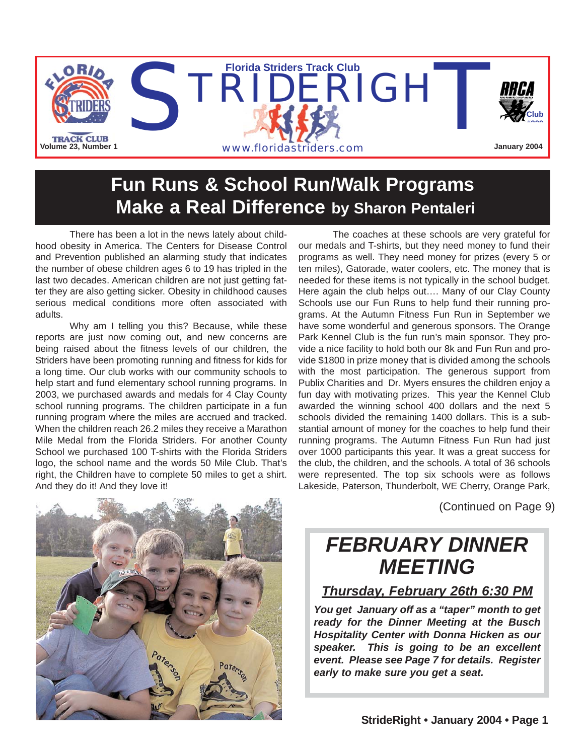# StrideRight

**Florida Striders Track Club**

www.floridastriders.com

Volume 23, Number 1 — January 2004

## Fun Runs & School Run/Walk Programs Make a Real Difference by Sharon Pentaleri

There has been a lot in the news lately about childhood obesity in America. The Centers for Disease Control and Prevention published an alarming study that indicates the number of obese children ages 6 to 19 has tripled in the last two decades. American children are not just getting fatter they are also getting sicker. Obesity in childhood causes serious medical conditions more often associated with adults.

Why am I telling you this? Because, while these reports are just now coming out, and new concerns are being raised about the fitness levels of our children, the Striders have been promoting running and fitness for kids for a long time. Our club works with our community schools to help start and fund elementary school running programs. In 2003, we purchased awards and medals for 4 Clay County school running programs. The children participate in a fun running program where the miles are accrued and tracked. When the children reach 26.2 miles they receive a Marathon Mile Medal from the Florida Striders. For another Clay County School we purchased 100 T-shirts with the Florida Striders logo, the school name and the words 50 Mile Club. That's right, the Children have to complete 50 miles to get a shirt. And they do it! And they love it!

The coaches at these schools are very grateful for our medals and T-shirts, but they need money to fund their programs as well. They need money for prizes (every 5 or ten miles), Gatorade, water coolers, etc. The money that is needed for these items is not typically in the school budget. Here again the club helps out…. Many of our Clay County Schools use our Fun Runs to help fund their running programs. At the Autumn Fitness Fun Run in September we have some wonderful and generous sponsors. The Orange Park Kennel Club is the fun run's main sponsor. They provide a nice facility to hold both our 8k and Fun Run and provide $1800 in prize money that is divided among the schools with the most participation. The generous support from Publix Charities and Dr. Myers ensures the children enjoy a fun day with motivating prizes. This year the Kennel Club awarded the winning school 400 dollars and the next 5 schools divided the remaining 1400 dollars. This is a substantial amount of money for the coaches to help fund their running programs. The Autumn Fitness Fun Run had just over 1000 participants this year. It was a great success for the club, the children, and the schools. A total of 36 schools were represented. The top six schools were as follows Lakeside, Paterson, Thunderbolt, WE Cherry, Orange Park,

(Continued on Page 9)

## *FEBRUARY DINNER MEETING*

***Thursday, February 26th 6:30 PM***

***You get January off as a "taper" month to get ready for the Dinner Meeting at the Busch Hospitality Center with Donna Hicken as our speaker. This is going to be an excellent event. Please see Page 7 for details. Register early to make sure you get a seat.***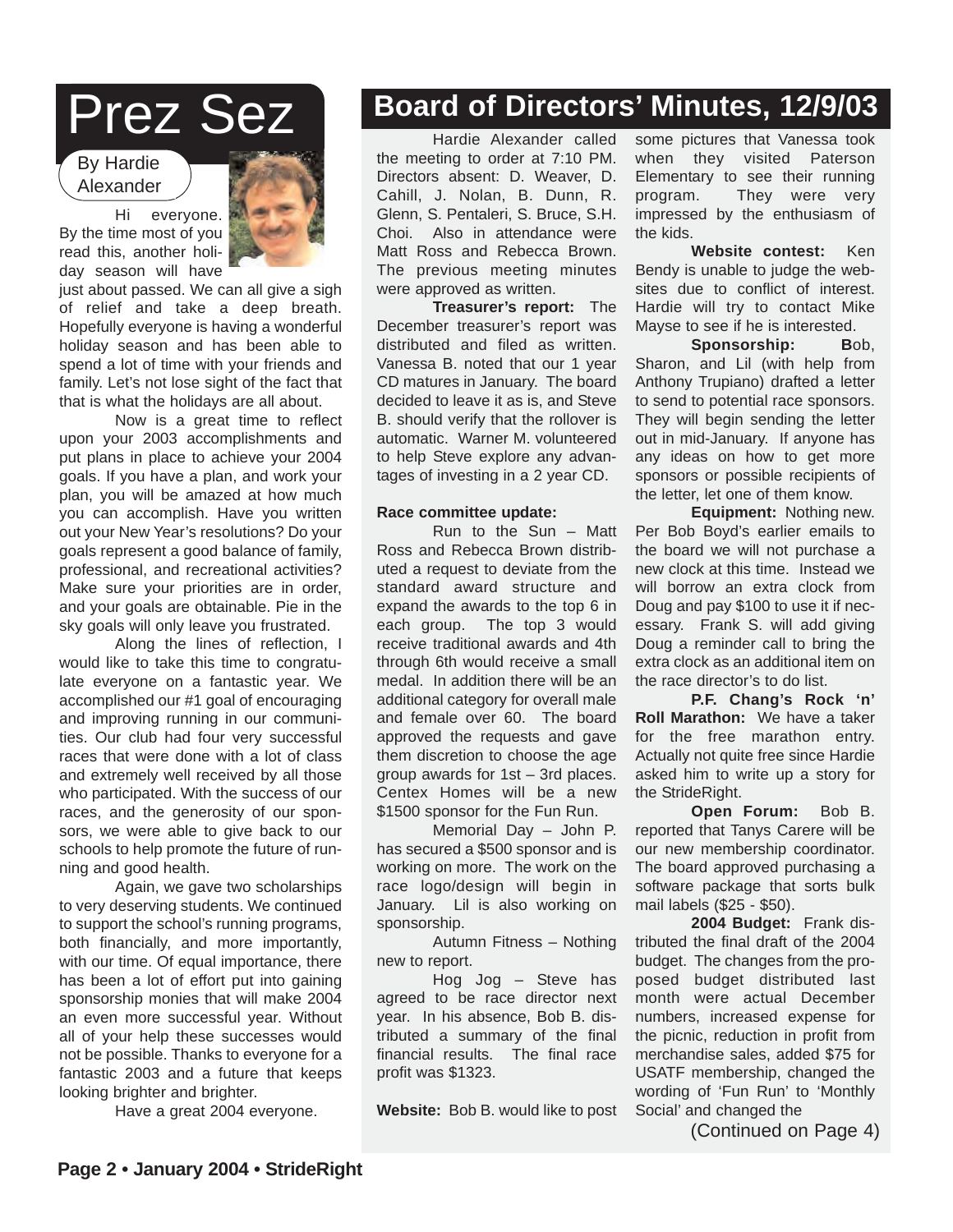# Prez Sez

By Hardie Alexander

Hi everyone. By the time most of you read this, another holiday season will have just about passed. We can all give a sigh of relief and take a deep breath. Hopefully everyone is having a wonderful holiday season and has been able to spend a lot of time with your friends and family. Let's not lose sight of the fact that that is what the holidays are all about.

Now is a great time to reflect upon your 2003 accomplishments and put plans in place to achieve your 2004 goals. If you have a plan, and work your plan, you will be amazed at how much you can accomplish. Have you written out your New Year's resolutions? Do your goals represent a good balance of family, professional, and recreational activities? Make sure your priorities are in order, and your goals are obtainable. Pie in the sky goals will only leave you frustrated.

Along the lines of reflection, I would like to take this time to congratulate everyone on a fantastic year. We accomplished our #1 goal of encouraging and improving running in our communities. Our club had four very successful races that were done with a lot of class and extremely well received by all those who participated. With the success of our races, and the generosity of our sponsors, we were able to give back to our schools to help promote the future of running and good health.

Again, we gave two scholarships to very deserving students. We continued to support the school's running programs, both financially, and more importantly, with our time. Of equal importance, there has been a lot of effort put into gaining sponsorship monies that will make 2004 an even more successful year. Without all of your help these successes would not be possible. Thanks to everyone for a fantastic 2003 and a future that keeps looking brighter and brighter.

Have a great 2004 everyone.

# Board of Directors' Minutes, 12/9/03

Hardie Alexander called the meeting to order at 7:10 PM. Directors absent: D. Weaver, D. Cahill, J. Nolan, B. Dunn, R. Glenn, S. Pentaleri, S. Bruce, S.H. Choi. Also in attendance were Matt Ross and Rebecca Brown. The previous meeting minutes were approved as written.

**Treasurer's report:** The December treasurer's report was distributed and filed as written. Vanessa B. noted that our 1 year CD matures in January. The board decided to leave it as is, and Steve B. should verify that the rollover is automatic. Warner M. volunteered to help Steve explore any advantages of investing in a 2 year CD.

**Race committee update:**

Run to the Sun – Matt Ross and Rebecca Brown distributed a request to deviate from the standard award structure and expand the awards to the top 6 in each group. The top 3 would receive traditional awards and 4th through 6th would receive a small medal. In addition there will be an additional category for overall male and female over 60. The board approved the requests and gave them discretion to choose the age group awards for 1st – 3rd places. Centex Homes will be a new $1500 sponsor for the Fun Run.

Memorial Day – John P. has secured a $500 sponsor and is working on more. The work on the race logo/design will begin in January. Lil is also working on sponsorship.

Autumn Fitness – Nothing new to report.

Hog Jog – Steve has agreed to be race director next year. In his absence, Bob B. distributed a summary of the final financial results. The final race profit was $1323.

**Website:** Bob B. would like to post some pictures that Vanessa took when they visited Paterson Elementary to see their running program. They were very impressed by the enthusiasm of the kids.

**Website contest:** Ken Bendy is unable to judge the websites due to conflict of interest. Hardie will try to contact Mike Mayse to see if he is interested.

**Sponsorship:** Bob, Sharon, and Lil (with help from Anthony Trupiano) drafted a letter to send to potential race sponsors. They will begin sending the letter out in mid-January. If anyone has any ideas on how to get more sponsors or possible recipients of the letter, let one of them know.

**Equipment:** Nothing new. Per Bob Boyd's earlier emails to the board we will not purchase a new clock at this time. Instead we will borrow an extra clock from Doug and pay $100 to use it if necessary. Frank S. will add giving Doug a reminder call to bring the extra clock as an additional item on the race director's to do list.

**P.F. Chang's Rock 'n' Roll Marathon:** We have a taker for the free marathon entry. Actually not quite free since Hardie asked him to write up a story for the StrideRight.

**Open Forum:** Bob B. reported that Tanys Carere will be our new membership coordinator. The board approved purchasing a software package that sorts bulk mail labels ($25 - $50).

**2004 Budget:** Frank distributed the final draft of the 2004 budget. The changes from the proposed budget distributed last month were actual December numbers, increased expense for the picnic, reduction in profit from merchandise sales, added $75 for USATF membership, changed the wording of 'Fun Run' to 'Monthly Social' and changed the

(Continued on Page 4)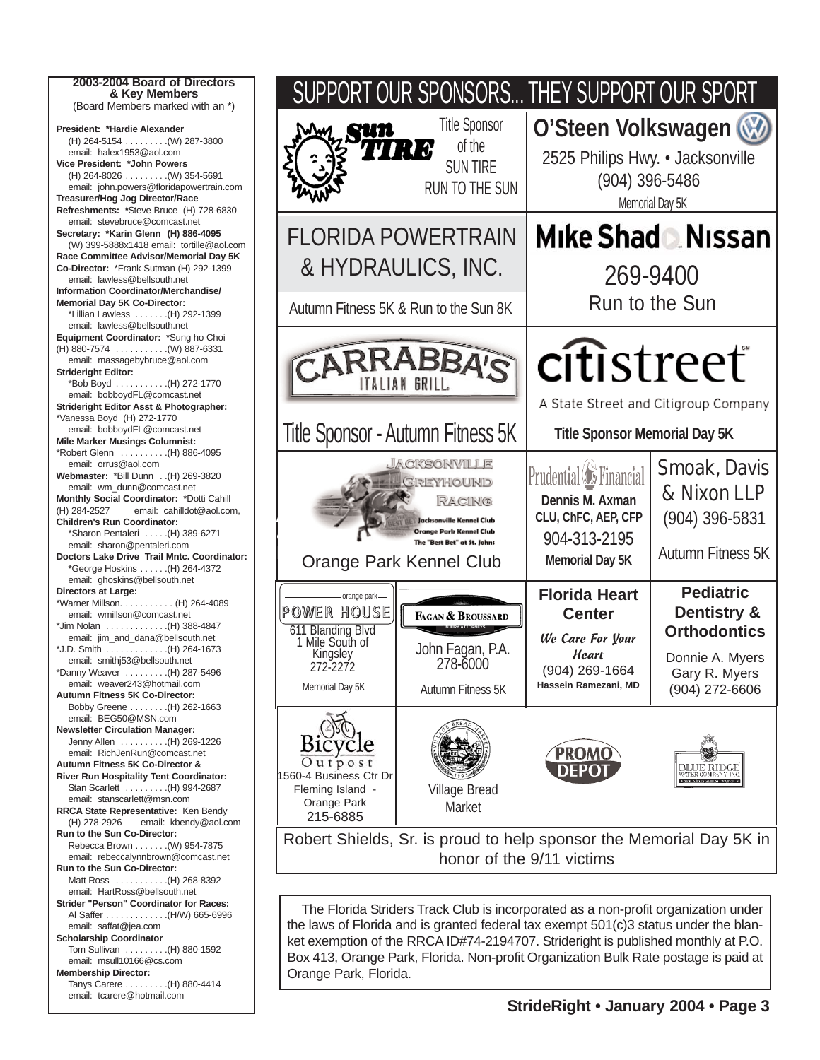## 2003-2004 Board of Directors & Key Members

(Board Members marked with an *)

**President: *Hardie Alexander**
(H) 264-5154 . . . . . . . . .(W) 287-3800
email: halex1953@aol.com

**Vice President: *John Powers**
(H) 264-8026 . . . . . . . . .(W) 354-5691
email: john.powers@floridapowertrain.com

**Treasurer/Hog Jog Director/Race Refreshments:** *Steve Bruce (H) 728-6830
email: stevebruce@comcast.net

**Secretary: *Karin Glenn (H) 886-4095**
(W) 399-5888x1418 email: tortille@aol.com

**Race Committee Advisor/Memorial Day 5K Co-Director:** *Frank Sutman (H) 292-1399
email: lawless@bellsouth.net

**Information Coordinator/Merchandise/ Memorial Day 5K Co-Director:**
*Lillian Lawless . . . . . . .(H) 292-1399
email: lawless@bellsouth.net

**Equipment Coordinator:** *Sung ho Choi
(H) 880-7574 . . . . . . . . . . .(W) 887-6331
email: massagebybruce@aol.com

**Strideright Editor:**
*Bob Boyd . . . . . . . . . . .(H) 272-1770
email: bobboydFL@comcast.net

**Strideright Editor Asst & Photographer:**
*Vanessa Boyd (H) 272-1770
email: bobboydFL@comcast.net

**Mile Marker Musings Columnist:**
*Robert Glenn . . . . . . . . . .(H) 886-4095
email: orrus@aol.com

**Webmaster:** *Bill Dunn . .(H) 269-3820
email: wm_dunn@comcast.net

**Monthly Social Coordinator:** *Dotti Cahill
(H) 284-2527 email: cahilldot@aol.com,

**Children's Run Coordinator:**
*Sharon Pentaleri . . . . .(H) 389-6271
email: sharon@pentaleri.com

**Doctors Lake Drive Trail Mntc. Coordinator:**
*George Hoskins . . . . . .(H) 264-4372
email: ghoskins@bellsouth.net

**Directors at Large:**
*Warner Millson. . . . . . . . . . . (H) 264-4089
email: wmillson@comcast.net
*Jim Nolan . . . . . . . . . . . . .(H) 388-4847
email: jim_and_dana@bellsouth.net
*J.D. Smith . . . . . . . . . . . . .(H) 264-1673
email: smithj53@bellsouth.net
*Danny Weaver . . . . . . . . .(H) 287-5496
email: weaver243@hotmail.com

**Autumn Fitness 5K Co-Director:**
Bobby Greene . . . . . . . .(H) 262-1663
email: BEG50@MSN.com

**Newsletter Circulation Manager:**
Jenny Allen . . . . . . . . . .(H) 269-1226
email: RichJenRun@comcast.net

**Autumn Fitness 5K Co-Director & River Run Hospitality Tent Coordinator:**
Stan Scarlett . . . . . . . . .(H) 994-2687
email: stanscarlett@msn.com

**RRCA State Representative:** Ken Bendy
(H) 278-2926 email: kbendy@aol.com

**Run to the Sun Co-Director:**
Rebecca Brown . . . . . . .(W) 954-7875
email: rebeccalynnbrown@comcast.net

**Run to the Sun Co-Director:**
Matt Ross . . . . . . . . . . .(H) 268-8392
email: HartRoss@bellsouth.net

**Strider "Person" Coordinator for Races:**
Al Saffer . . . . . . . . . . . . .(H/W) 665-6996
email: saffat@jea.com

**Scholarship Coordinator**
Tom Sullivan . . . . . . . . .(H) 880-1592
email: msull10166@cs.com

**Membership Director:**
Tanys Carere . . . . . . . . .(H) 880-4414
email: tcarere@hotmail.com

# SUPPORT OUR SPONSORS... THEY SUPPORT OUR SPORT

**Sun Tire** — Title Sponsor of the SUN TIRE RUN TO THE SUN

**O'Steen Volkswagen** — 2525 Philips Hwy. • Jacksonville (904) 396-5486 — Memorial Day 5K

**FLORIDA POWERTRAIN & HYDRAULICS, INC.** — Autumn Fitness 5K & Run to the Sun 8K

**Mike Shad Nissan** — 269-9400 — Run to the Sun

**CARRABBA'S ITALIAN GRILL** — Title Sponsor - Autumn Fitness 5K

**citistreet** — A State Street and Citigroup Company — Title Sponsor Memorial Day 5K

**Jacksonville Greyhound Racing** — Jacksonville Kennel Club, Orange Park Kennel Club, The "Best Bet" at St. Johns — Orange Park Kennel Club

**Prudential Financial** — Dennis M. Axman, CLU, ChFC, AEP, CFP — 904-313-2195 — Memorial Day 5K

**Smoak, Davis & Nixon LLP** — (904) 396-5831 — Autumn Fitness 5K

**orange park POWER HOUSE** — 611 Blanding Blvd, 1 Mile South of Kingsley, 272-2272 — Memorial Day 5K

**Fagan & Broussard** — John Fagan, P.A. 278-6000 — Autumn Fitness 5K

**Florida Heart Center** — We Care For Your Heart — (904) 269-1664 — Hassein Ramezani, MD

**Pediatric Dentistry & Orthodontics** — Donnie A. Myers, Gary R. Myers — (904) 272-6606

**Bicycle Outpost** — 1560-4 Business Ctr Dr, Fleming Island - Orange Park, 215-6885

**Village Bread Market**

**PROMO DEPOT**

**Blue Ridge Water Company Inc.**

Robert Shields, Sr. is proud to help sponsor the Memorial Day 5K in honor of the 9/11 victims

The Florida Striders Track Club is incorporated as a non-profit organization under the laws of Florida and is granted federal tax exempt 501(c)3 status under the blanket exemption of the RRCA ID#74-2194707. Strideright is published monthly at P.O. Box 413, Orange Park, Florida. Non-profit Organization Bulk Rate postage is paid at Orange Park, Florida.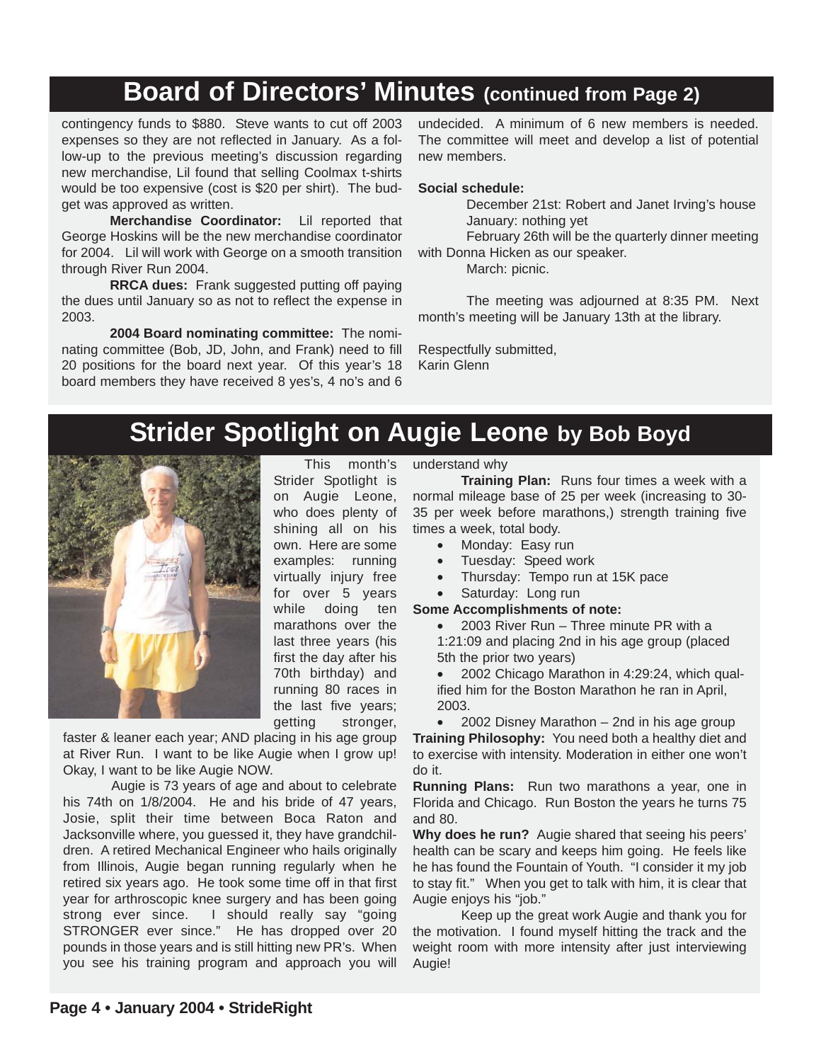# Board of Directors' Minutes (continued from Page 2)

contingency funds to $880. Steve wants to cut off 2003 expenses so they are not reflected in January. As a follow-up to the previous meeting's discussion regarding new merchandise, Lil found that selling Coolmax t-shirts would be too expensive (cost is $20 per shirt). The budget was approved as written.

**Merchandise Coordinator:** Lil reported that George Hoskins will be the new merchandise coordinator for 2004. Lil will work with George on a smooth transition through River Run 2004.

**RRCA dues:** Frank suggested putting off paying the dues until January so as not to reflect the expense in 2003.

**2004 Board nominating committee:** The nominating committee (Bob, JD, John, and Frank) need to fill 20 positions for the board next year. Of this year's 18 board members they have received 8 yes's, 4 no's and 6 undecided. A minimum of 6 new members is needed. The committee will meet and develop a list of potential new members.

**Social schedule:**

December 21st: Robert and Janet Irving's house
January: nothing yet
February 26th will be the quarterly dinner meeting with Donna Hicken as our speaker.
March: picnic.

The meeting was adjourned at 8:35 PM. Next month's meeting will be January 13th at the library.

Respectfully submitted,
Karin Glenn

# Strider Spotlight on Augie Leone by Bob Boyd

This month's Strider Spotlight is on Augie Leone, who does plenty of shining all on his own. Here are some examples: running virtually injury free for over 5 years while doing ten marathons over the last three years (his first the day after his 70th birthday) and running 80 races in the last five years; getting stronger, faster & leaner each year; AND placing in his age group at River Run. I want to be like Augie when I grow up! Okay, I want to be like Augie NOW.

Augie is 73 years of age and about to celebrate his 74th on 1/8/2004. He and his bride of 47 years, Josie, split their time between Boca Raton and Jacksonville where, you guessed it, they have grandchildren. A retired Mechanical Engineer who hails originally from Illinois, Augie began running regularly when he retired six years ago. He took some time off in that first year for arthroscopic knee surgery and has been going strong ever since. I should really say "going STRONGER ever since." He has dropped over 20 pounds in those years and is still hitting new PR's. When you see his training program and approach you will understand why

**Training Plan:** Runs four times a week with a normal mileage base of 25 per week (increasing to 30-35 per week before marathons,) strength training five times a week, total body.

- Monday: Easy run
- Tuesday: Speed work
- Thursday: Tempo run at 15K pace
- Saturday: Long run

**Some Accomplishments of note:**

- 2003 River Run – Three minute PR with a 1:21:09 and placing 2nd in his age group (placed 5th the prior two years)
- 2002 Chicago Marathon in 4:29:24, which qualified him for the Boston Marathon he ran in April, 2003.
- 2002 Disney Marathon – 2nd in his age group

**Training Philosophy:** You need both a healthy diet and to exercise with intensity. Moderation in either one won't do it.

**Running Plans:** Run two marathons a year, one in Florida and Chicago. Run Boston the years he turns 75 and 80.

**Why does he run?** Augie shared that seeing his peers' health can be scary and keeps him going. He feels like he has found the Fountain of Youth. "I consider it my job to stay fit." When you get to talk with him, it is clear that Augie enjoys his "job."

Keep up the great work Augie and thank you for the motivation. I found myself hitting the track and the weight room with more intensity after just interviewing Augie!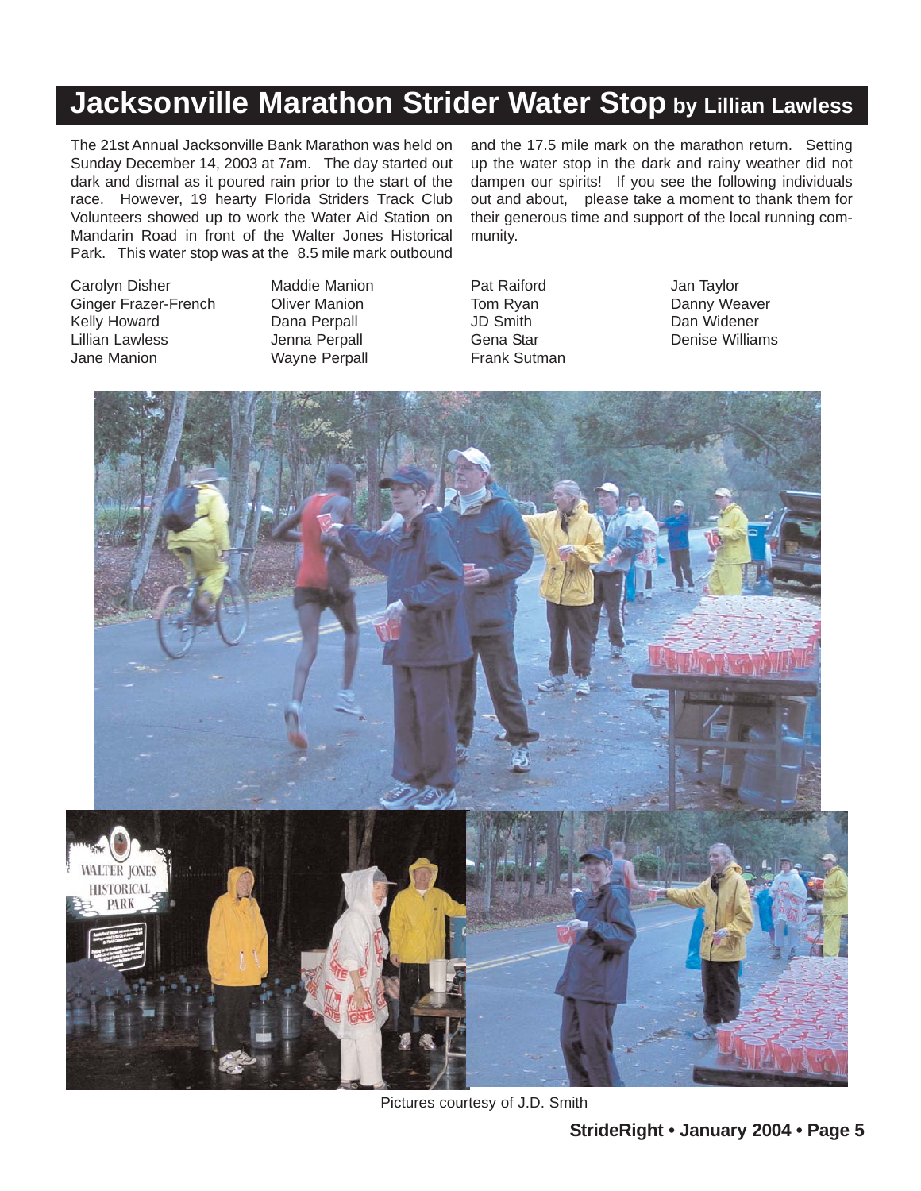# Jacksonville Marathon Strider Water Stop by Lillian Lawless

The 21st Annual Jacksonville Bank Marathon was held on Sunday December 14, 2003 at 7am. The day started out dark and dismal as it poured rain prior to the start of the race. However, 19 hearty Florida Striders Track Club Volunteers showed up to work the Water Aid Station on Mandarin Road in front of the Walter Jones Historical Park. This water stop was at the 8.5 mile mark outbound and the 17.5 mile mark on the marathon return. Setting up the water stop in the dark and rainy weather did not dampen our spirits! If you see the following individuals out and about, please take a moment to thank them for their generous time and support of the local running community.

Carolyn Disher
Ginger Frazer-French
Kelly Howard
Lillian Lawless
Jane Manion
Maddie Manion
Oliver Manion
Dana Perpall
Jenna Perpall
Wayne Perpall
Pat Raiford
Tom Ryan
JD Smith
Gena Star
Frank Sutman
Jan Taylor
Danny Weaver
Dan Widener
Denise Williams

Pictures courtesy of J.D. Smith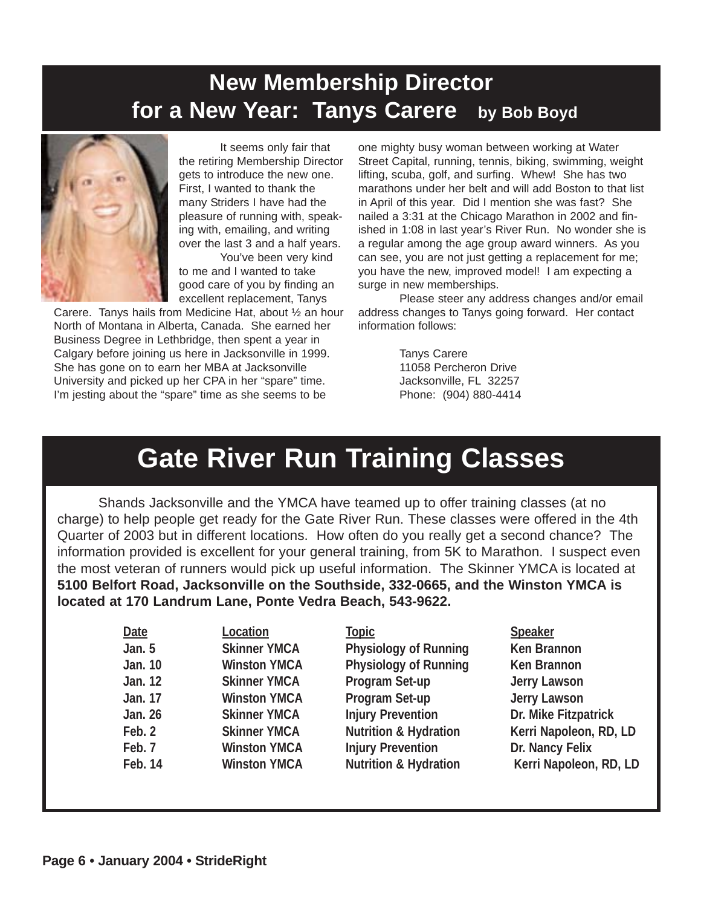# New Membership Director for a New Year: Tanys Carere **by Bob Boyd**

It seems only fair that the retiring Membership Director gets to introduce the new one. First, I wanted to thank the many Striders I have had the pleasure of running with, speaking with, emailing, and writing over the last 3 and a half years.

You've been very kind to me and I wanted to take good care of you by finding an excellent replacement, Tanys Carere. Tanys hails from Medicine Hat, about ½ an hour North of Montana in Alberta, Canada. She earned her Business Degree in Lethbridge, then spent a year in Calgary before joining us here in Jacksonville in 1999. She has gone on to earn her MBA at Jacksonville University and picked up her CPA in her "spare" time. I'm jesting about the "spare" time as she seems to be one mighty busy woman between working at Water Street Capital, running, tennis, biking, swimming, weight lifting, scuba, golf, and surfing. Whew! She has two marathons under her belt and will add Boston to that list in April of this year. Did I mention she was fast? She nailed a 3:31 at the Chicago Marathon in 2002 and finished in 1:08 in last year's River Run. No wonder she is a regular among the age group award winners. As you can see, you are not just getting a replacement for me; you have the new, improved model! I am expecting a surge in new memberships.

Please steer any address changes and/or email address changes to Tanys going forward. Her contact information follows:

Tanys Carere
11058 Percheron Drive
Jacksonville, FL 32257
Phone: (904) 880-4414

# Gate River Run Training Classes

Shands Jacksonville and the YMCA have teamed up to offer training classes (at no charge) to help people get ready for the Gate River Run. These classes were offered in the 4th Quarter of 2003 but in different locations. How often do you really get a second chance? The information provided is excellent for your general training, from 5K to Marathon. I suspect even the most veteran of runners would pick up useful information. The Skinner YMCA is located at **5100 Belfort Road, Jacksonville on the Southside, 332-0665, and the Winston YMCA is located at 170 Landrum Lane, Ponte Vedra Beach, 543-9622.**

| Date | Location | Topic | Speaker |
| --- | --- | --- | --- |
| Jan. 5 | Skinner YMCA | Physiology of Running | Ken Brannon |
| Jan. 10 | Winston YMCA | Physiology of Running | Ken Brannon |
| Jan. 12 | Skinner YMCA | Program Set-up | Jerry Lawson |
| Jan. 17 | Winston YMCA | Program Set-up | Jerry Lawson |
| Jan. 26 | Skinner YMCA | Injury Prevention | Dr. Mike Fitzpatrick |
| Feb. 2 | Skinner YMCA | Nutrition & Hydration | Kerri Napoleon, RD, LD |
| Feb. 7 | Winston YMCA | Injury Prevention | Dr. Nancy Felix |
| Feb. 14 | Winston YMCA | Nutrition & Hydration | Kerri Napoleon, RD, LD |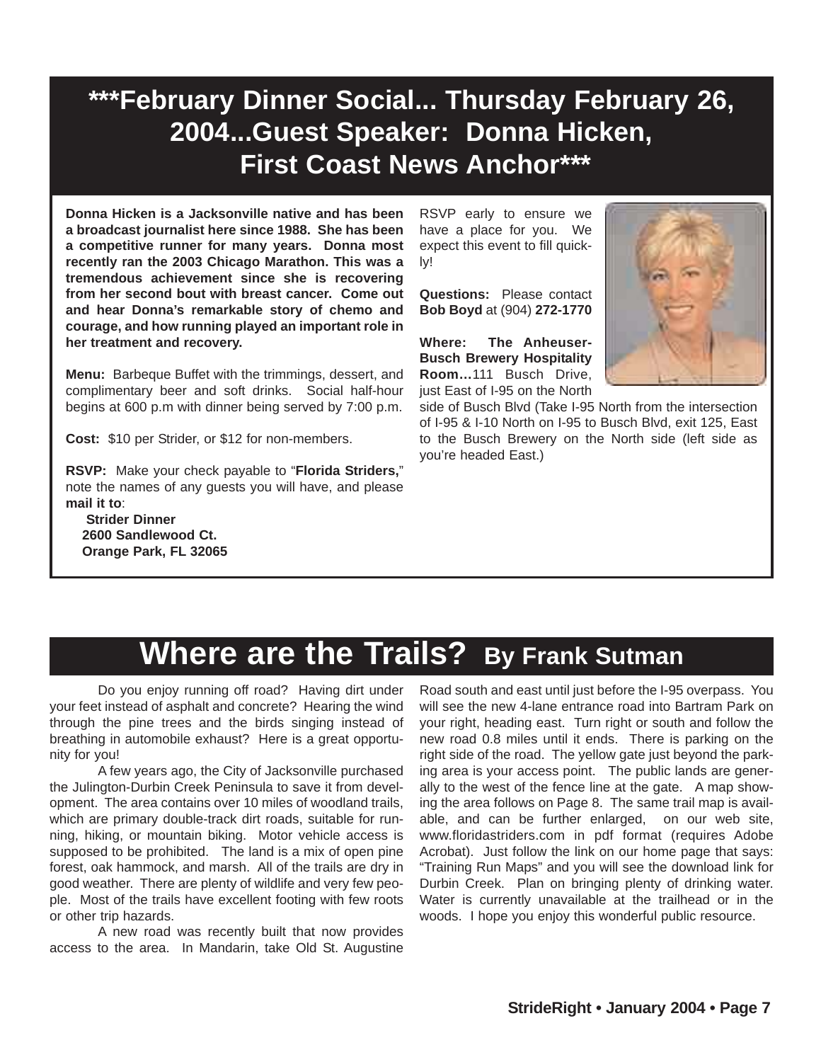# ***February Dinner Social... Thursday February 26, 2004...Guest Speaker: Donna Hicken, First Coast News Anchor***

**Donna Hicken is a Jacksonville native and has been a broadcast journalist here since 1988. She has been a competitive runner for many years. Donna most recently ran the 2003 Chicago Marathon. This was a tremendous achievement since she is recovering from her second bout with breast cancer. Come out and hear Donna's remarkable story of chemo and courage, and how running played an important role in her treatment and recovery.**

**Menu:** Barbeque Buffet with the trimmings, dessert, and complimentary beer and soft drinks. Social half-hour begins at 600 p.m with dinner being served by 7:00 p.m.

**Cost:** $10 per Strider, or $12 for non-members.

**RSVP:** Make your check payable to "**Florida Striders,**" note the names of any guests you will have, and please **mail it to**:

**Strider Dinner**
**2600 Sandlewood Ct.**
**Orange Park, FL 32065**

RSVP early to ensure we have a place for you. We expect this event to fill quickly!

**Questions:** Please contact **Bob Boyd** at (904) **272-1770**

**Where: The Anheuser-Busch Brewery Hospitality Room…**111 Busch Drive, just East of I-95 on the North side of Busch Blvd (Take I-95 North from the intersection of I-95 & I-10 North on I-95 to Busch Blvd, exit 125, East to the Busch Brewery on the North side (left side as you're headed East.)

# Where are the Trails? By Frank Sutman

Do you enjoy running off road? Having dirt under your feet instead of asphalt and concrete? Hearing the wind through the pine trees and the birds singing instead of breathing in automobile exhaust? Here is a great opportunity for you!

A few years ago, the City of Jacksonville purchased the Julington-Durbin Creek Peninsula to save it from development. The area contains over 10 miles of woodland trails, which are primary double-track dirt roads, suitable for running, hiking, or mountain biking. Motor vehicle access is supposed to be prohibited. The land is a mix of open pine forest, oak hammock, and marsh. All of the trails are dry in good weather. There are plenty of wildlife and very few people. Most of the trails have excellent footing with few roots or other trip hazards.

A new road was recently built that now provides access to the area. In Mandarin, take Old St. Augustine Road south and east until just before the I-95 overpass. You will see the new 4-lane entrance road into Bartram Park on your right, heading east. Turn right or south and follow the new road 0.8 miles until it ends. There is parking on the right side of the road. The yellow gate just beyond the parking area is your access point. The public lands are generally to the west of the fence line at the gate. A map showing the area follows on Page 8. The same trail map is available, and can be further enlarged, on our web site, www.floridastriders.com in pdf format (requires Adobe Acrobat). Just follow the link on our home page that says: "Training Run Maps" and you will see the download link for Durbin Creek. Plan on bringing plenty of drinking water. Water is currently unavailable at the trailhead or in the woods. I hope you enjoy this wonderful public resource.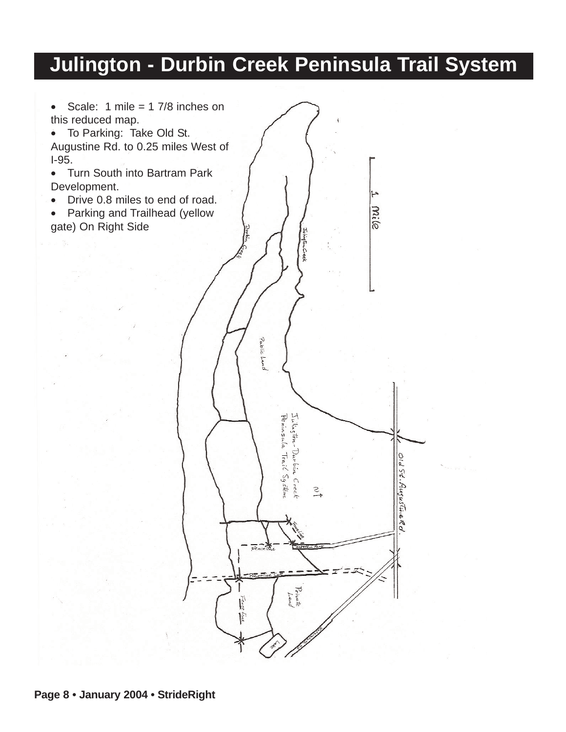# Julington - Durbin Creek Peninsula Trail System

- Scale: 1 mile = 1 7/8 inches on this reduced map.
- To Parking: Take Old St. Augustine Rd. to 0.25 miles West of I-95.
- Turn South into Bartram Park Development.
- Drive 0.8 miles to end of road.
- Parking and Trailhead (yellow gate) On Right Side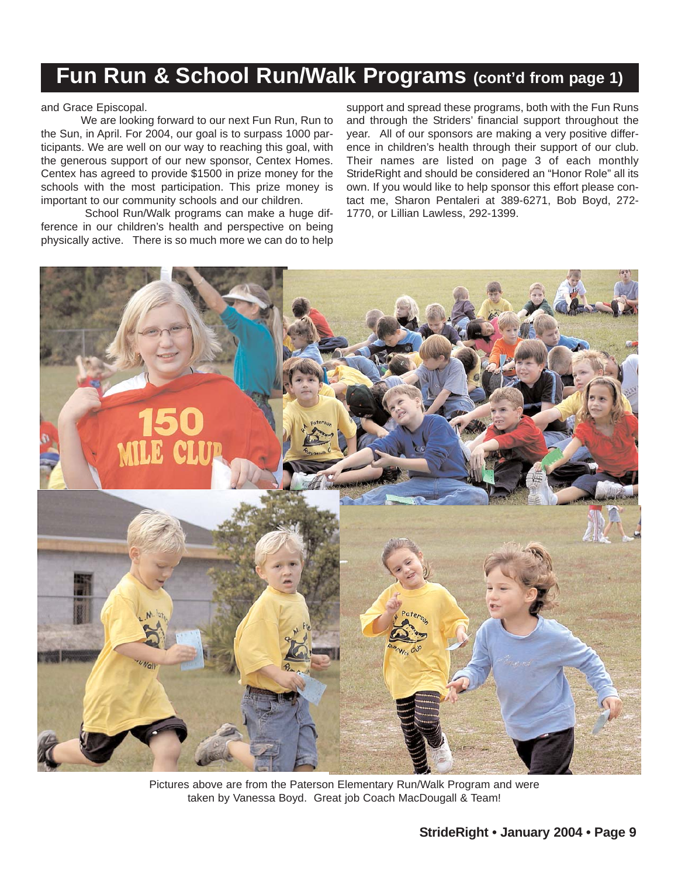# Fun Run & School Run/Walk Programs (cont'd from page 1)

and Grace Episcopal.

We are looking forward to our next Fun Run, Run to the Sun, in April. For 2004, our goal is to surpass 1000 participants. We are well on our way to reaching this goal, with the generous support of our new sponsor, Centex Homes. Centex has agreed to provide $1500 in prize money for the schools with the most participation. This prize money is important to our community schools and our children.

School Run/Walk programs can make a huge difference in our children's health and perspective on being physically active. There is so much more we can do to help support and spread these programs, both with the Fun Runs and through the Striders' financial support throughout the year. All of our sponsors are making a very positive difference in children's health through their support of our club. Their names are listed on page 3 of each monthly StrideRight and should be considered an "Honor Role" all its own. If you would like to help sponsor this effort please contact me, Sharon Pentaleri at 389-6271, Bob Boyd, 272-1770, or Lillian Lawless, 292-1399.

Pictures above are from the Paterson Elementary Run/Walk Program and were taken by Vanessa Boyd. Great job Coach MacDougall & Team!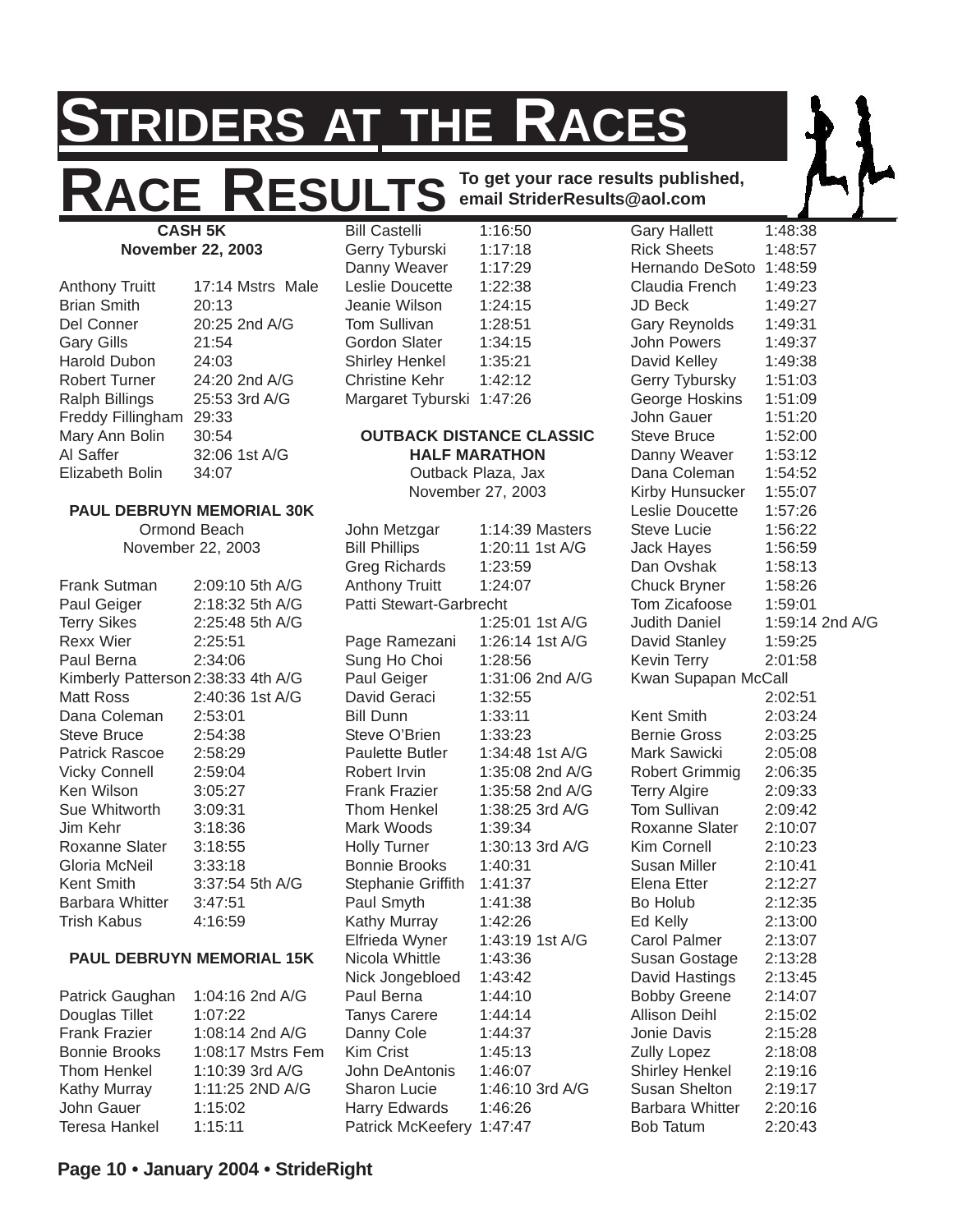# STRIDERS AT THE RACES

## RACE RESULTS

**To get your race results published, email StriderResults@aol.com**

### CASH 5K
**November 22, 2003**

| Name | Time |
|---|---|
| Anthony Truitt | 17:14 Mstrs Male |
| Brian Smith | 20:13 |
| Del Conner | 20:25 2nd A/G |
| Gary Gills | 21:54 |
| Harold Dubon | 24:03 |
| Robert Turner | 24:20 2nd A/G |
| Ralph Billings | 25:53 3rd A/G |
| Freddy Fillingham | 29:33 |
| Mary Ann Bolin | 30:54 |
| Al Saffer | 32:06 1st A/G |
| Elizabeth Bolin | 34:07 |

### PAUL DEBRUYN MEMORIAL 30K
Ormond Beach
November 22, 2003

| Name | Time |
|---|---|
| Frank Sutman | 2:09:10 5th A/G |
| Paul Geiger | 2:18:32 5th A/G |
| Terry Sikes | 2:25:48 5th A/G |
| Rexx Wier | 2:25:51 |
| Paul Berna | 2:34:06 |
| Kimberly Patterson | 2:38:33 4th A/G |
| Matt Ross | 2:40:36 1st A/G |
| Dana Coleman | 2:53:01 |
| Steve Bruce | 2:54:38 |
| Patrick Rascoe | 2:58:29 |
| Vicky Connell | 2:59:04 |
| Ken Wilson | 3:05:27 |
| Sue Whitworth | 3:09:31 |
| Jim Kehr | 3:18:36 |
| Roxanne Slater | 3:18:55 |
| Gloria McNeil | 3:33:18 |
| Kent Smith | 3:37:54 5th A/G |
| Barbara Whitter | 3:47:51 |
| Trish Kabus | 4:16:59 |

### PAUL DEBRUYN MEMORIAL 15K

| Name | Time |
|---|---|
| Patrick Gaughan | 1:04:16 2nd A/G |
| Douglas Tillet | 1:07:22 |
| Frank Frazier | 1:08:14 2nd A/G |
| Bonnie Brooks | 1:08:17 Mstrs Fem |
| Thom Henkel | 1:10:39 3rd A/G |
| Kathy Murray | 1:11:25 2ND A/G |
| John Gauer | 1:15:02 |
| Teresa Hankel | 1:15:11 |
| Bill Castelli | 1:16:50 |
| Gerry Tyburski | 1:17:18 |
| Danny Weaver | 1:17:29 |
| Leslie Doucette | 1:22:38 |
| Jeanie Wilson | 1:24:15 |
| Tom Sullivan | 1:28:51 |
| Gordon Slater | 1:34:15 |
| Shirley Henkel | 1:35:21 |
| Christine Kehr | 1:42:12 |
| Margaret Tyburski | 1:47:26 |

### OUTBACK DISTANCE CLASSIC HALF MARATHON
Outback Plaza, Jax
November 27, 2003

| Name | Time |
|---|---|
| John Metzgar | 1:14:39 Masters |
| Bill Phillips | 1:20:11 1st A/G |
| Greg Richards | 1:23:59 |
| Anthony Truitt | 1:24:07 |
| Patti Stewart-Garbrecht | 1:25:01 1st A/G |
| Page Ramezani | 1:26:14 1st A/G |
| Sung Ho Choi | 1:28:56 |
| Paul Geiger | 1:31:06 2nd A/G |
| David Geraci | 1:32:55 |
| Bill Dunn | 1:33:11 |
| Steve O'Brien | 1:33:23 |
| Paulette Butler | 1:34:48 1st A/G |
| Robert Irvin | 1:35:08 2nd A/G |
| Frank Frazier | 1:35:58 2nd A/G |
| Thom Henkel | 1:38:25 3rd A/G |
| Mark Woods | 1:39:34 |
| Holly Turner | 1:30:13 3rd A/G |
| Bonnie Brooks | 1:40:31 |
| Stephanie Griffith | 1:41:37 |
| Paul Smyth | 1:41:38 |
| Kathy Murray | 1:42:26 |
| Elfrieda Wyner | 1:43:19 1st A/G |
| Nicola Whittle | 1:43:36 |
| Nick Jongebloed | 1:43:42 |
| Paul Berna | 1:44:10 |
| Tanys Carere | 1:44:14 |
| Danny Cole | 1:44:37 |
| Kim Crist | 1:45:13 |
| John DeAntonis | 1:46:07 |
| Sharon Lucie | 1:46:10 3rd A/G |
| Harry Edwards | 1:46:26 |
| Patrick McKeefery | 1:47:47 |
| Gary Hallett | 1:48:38 |
| Rick Sheets | 1:48:57 |
| Hernando DeSoto | 1:48:59 |
| Claudia French | 1:49:23 |
| JD Beck | 1:49:27 |
| Gary Reynolds | 1:49:31 |
| John Powers | 1:49:37 |
| David Kelley | 1:49:38 |
| Gerry Tybursky | 1:51:03 |
| George Hoskins | 1:51:09 |
| John Gauer | 1:51:20 |
| Steve Bruce | 1:52:00 |
| Danny Weaver | 1:53:12 |
| Dana Coleman | 1:54:52 |
| Kirby Hunsucker | 1:55:07 |
| Leslie Doucette | 1:57:26 |
| Steve Lucie | 1:56:22 |
| Jack Hayes | 1:56:59 |
| Dan Ovshak | 1:58:13 |
| Chuck Bryner | 1:58:26 |
| Tom Zicafoose | 1:59:01 |
| Judith Daniel | 1:59:14 2nd A/G |
| David Stanley | 1:59:25 |
| Kevin Terry | 2:01:58 |
| Kwan Supapan McCall | 2:02:51 |
| Kent Smith | 2:03:24 |
| Bernie Gross | 2:03:25 |
| Mark Sawicki | 2:05:08 |
| Robert Grimmig | 2:06:35 |
| Terry Algire | 2:09:33 |
| Tom Sullivan | 2:09:42 |
| Roxanne Slater | 2:10:07 |
| Kim Cornell | 2:10:23 |
| Susan Miller | 2:10:41 |
| Elena Etter | 2:12:27 |
| Bo Holub | 2:12:35 |
| Ed Kelly | 2:13:00 |
| Carol Palmer | 2:13:07 |
| Susan Gostage | 2:13:28 |
| David Hastings | 2:13:45 |
| Bobby Greene | 2:14:07 |
| Allison Deihl | 2:15:02 |
| Jonie Davis | 2:15:28 |
| Zully Lopez | 2:18:08 |
| Shirley Henkel | 2:19:16 |
| Susan Shelton | 2:19:17 |
| Barbara Whitter | 2:20:16 |
| Bob Tatum | 2:20:43 |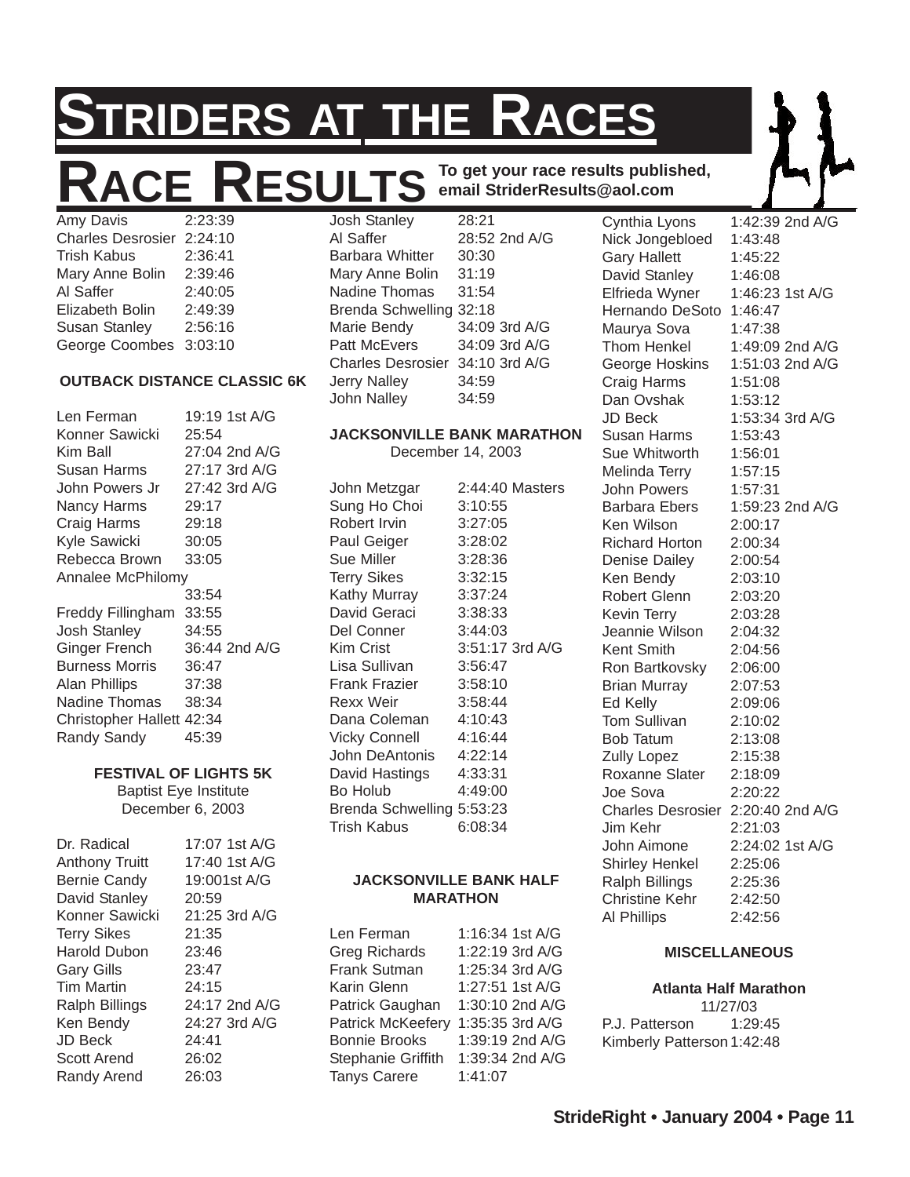# STRIDERS AT THE RACES

## RACE RESULTS

**To get your race results published, email StriderResults@aol.com**

| | |
|---|---|
| Amy Davis | 2:23:39 |
| Charles Desrosier | 2:24:10 |
| Trish Kabus | 2:36:41 |
| Mary Anne Bolin | 2:39:46 |
| Al Saffer | 2:40:05 |
| Elizabeth Bolin | 2:49:39 |
| Susan Stanley | 2:56:16 |
| George Coombes | 3:03:10 |

**OUTBACK DISTANCE CLASSIC 6K**

| | |
|---|---|
| Len Ferman | 19:19 1st A/G |
| Konner Sawicki | 25:54 |
| Kim Ball | 27:04 2nd A/G |
| Susan Harms | 27:17 3rd A/G |
| John Powers Jr | 27:42 3rd A/G |
| Nancy Harms | 29:17 |
| Craig Harms | 29:18 |
| Kyle Sawicki | 30:05 |
| Rebecca Brown | 33:05 |
| Annalee McPhilomy | 33:54 |
| Freddy Fillingham | 33:55 |
| Josh Stanley | 34:55 |
| Ginger French | 36:44 2nd A/G |
| Burness Morris | 36:47 |
| Alan Phillips | 37:38 |
| Nadine Thomas | 38:34 |
| Christopher Hallett | 42:34 |
| Randy Sandy | 45:39 |

**FESTIVAL OF LIGHTS 5K**
Baptist Eye Institute
December 6, 2003

| | |
|---|---|
| Dr. Radical | 17:07 1st A/G |
| Anthony Truitt | 17:40 1st A/G |
| Bernie Candy | 19:001st A/G |
| David Stanley | 20:59 |
| Konner Sawicki | 21:25 3rd A/G |
| Terry Sikes | 21:35 |
| Harold Dubon | 23:46 |
| Gary Gills | 23:47 |
| Tim Martin | 24:15 |
| Ralph Billings | 24:17 2nd A/G |
| Ken Bendy | 24:27 3rd A/G |
| JD Beck | 24:41 |
| Scott Arend | 26:02 |
| Randy Arend | 26:03 |
| Josh Stanley | 28:21 |
| Al Saffer | 28:52 2nd A/G |
| Barbara Whitter | 30:30 |
| Mary Anne Bolin | 31:19 |
| Nadine Thomas | 31:54 |
| Brenda Schwelling | 32:18 |
| Marie Bendy | 34:09 3rd A/G |
| Patt McEvers | 34:09 3rd A/G |
| Charles Desrosier | 34:10 3rd A/G |
| Jerry Nalley | 34:59 |
| John Nalley | 34:59 |

**JACKSONVILLE BANK MARATHON**
December 14, 2003

| | |
|---|---|
| John Metzgar | 2:44:40 Masters |
| Sung Ho Choi | 3:10:55 |
| Robert Irvin | 3:27:05 |
| Paul Geiger | 3:28:02 |
| Sue Miller | 3:28:36 |
| Terry Sikes | 3:32:15 |
| Kathy Murray | 3:37:24 |
| David Geraci | 3:38:33 |
| Del Conner | 3:44:03 |
| Kim Crist | 3:51:17 3rd A/G |
| Lisa Sullivan | 3:56:47 |
| Frank Frazier | 3:58:10 |
| Rexx Weir | 3:58:44 |
| Dana Coleman | 4:10:43 |
| Vicky Connell | 4:16:44 |
| John DeAntonis | 4:22:14 |
| David Hastings | 4:33:31 |
| Bo Holub | 4:49:00 |
| Brenda Schwelling | 5:53:23 |
| Trish Kabus | 6:08:34 |

**JACKSONVILLE BANK HALF MARATHON**

| | |
|---|---|
| Len Ferman | 1:16:34 1st A/G |
| Greg Richards | 1:22:19 3rd A/G |
| Frank Sutman | 1:25:34 3rd A/G |
| Karin Glenn | 1:27:51 1st A/G |
| Patrick Gaughan | 1:30:10 2nd A/G |
| Patrick McKeefery | 1:35:35 3rd A/G |
| Bonnie Brooks | 1:39:19 2nd A/G |
| Stephanie Griffith | 1:39:34 2nd A/G |
| Tanys Carere | 1:41:07 |
| Cynthia Lyons | 1:42:39 2nd A/G |
| Nick Jongebloed | 1:43:48 |
| Gary Hallett | 1:45:22 |
| David Stanley | 1:46:08 |
| Elfrieda Wyner | 1:46:23 1st A/G |
| Hernando DeSoto | 1:46:47 |
| Maurya Sova | 1:47:38 |
| Thom Henkel | 1:49:09 2nd A/G |
| George Hoskins | 1:51:03 2nd A/G |
| Craig Harms | 1:51:08 |
| Dan Ovshak | 1:53:12 |
| JD Beck | 1:53:34 3rd A/G |
| Susan Harms | 1:53:43 |
| Sue Whitworth | 1:56:01 |
| Melinda Terry | 1:57:15 |
| John Powers | 1:57:31 |
| Barbara Ebers | 1:59:23 2nd A/G |
| Ken Wilson | 2:00:17 |
| Richard Horton | 2:00:34 |
| Denise Dailey | 2:00:54 |
| Ken Bendy | 2:03:10 |
| Robert Glenn | 2:03:20 |
| Kevin Terry | 2:03:28 |
| Jeannie Wilson | 2:04:32 |
| Kent Smith | 2:04:56 |
| Ron Bartkovsky | 2:06:00 |
| Brian Murray | 2:07:53 |
| Ed Kelly | 2:09:06 |
| Tom Sullivan | 2:10:02 |
| Bob Tatum | 2:13:08 |
| Zully Lopez | 2:15:38 |
| Roxanne Slater | 2:18:09 |
| Joe Sova | 2:20:22 |
| Charles Desrosier | 2:20:40 2nd A/G |
| Jim Kehr | 2:21:03 |
| John Aimone | 2:24:02 1st A/G |
| Shirley Henkel | 2:25:06 |
| Ralph Billings | 2:25:36 |
| Christine Kehr | 2:42:50 |
| Al Phillips | 2:42:56 |

**MISCELLANEOUS**

**Atlanta Half Marathon**
11/27/03

| | |
|---|---|
| P.J. Patterson | 1:29:45 |
| Kimberly Patterson | 1:42:48 |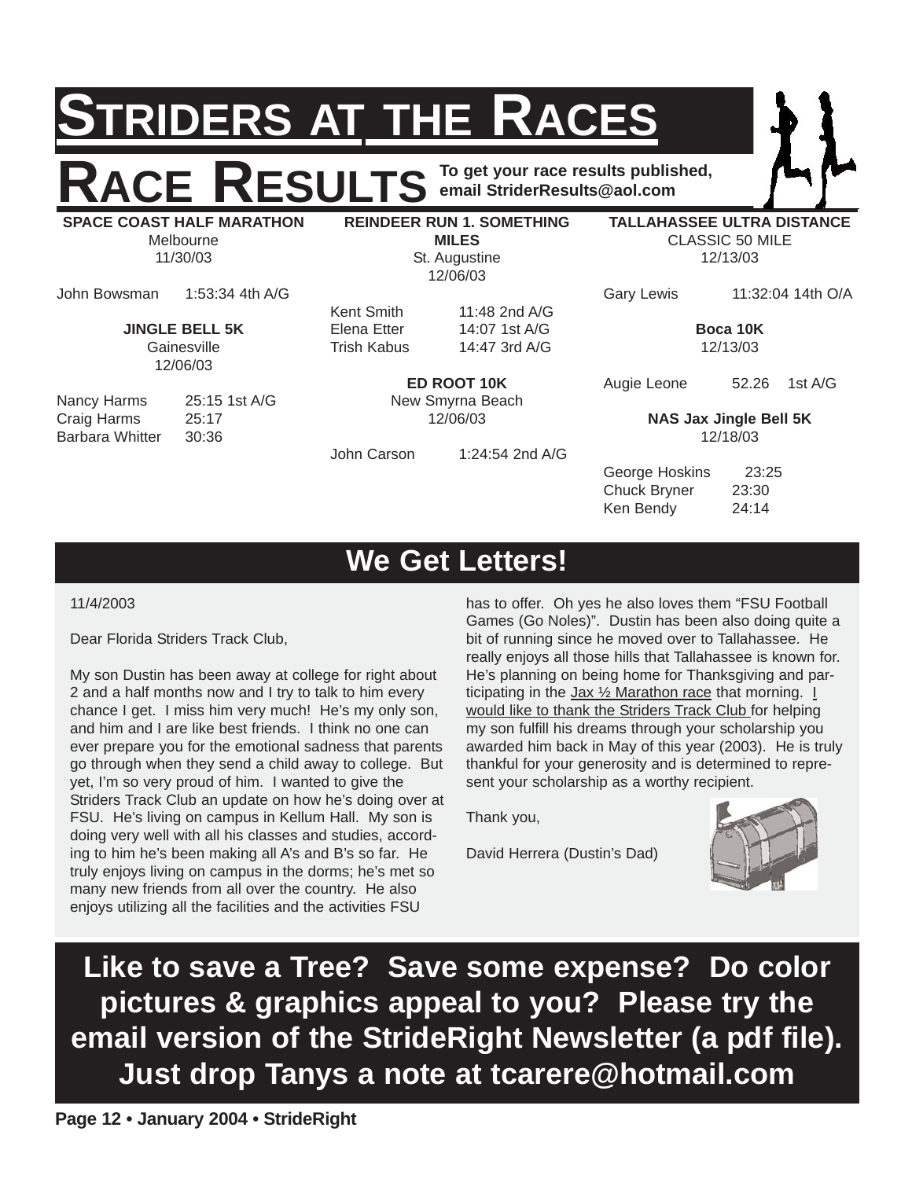# STRIDERS AT THE RACES

## RACE RESULTS

**To get your race results published, email StriderResults@aol.com**

**SPACE COAST HALF MARATHON**
Melbourne
11/30/03

| | |
|---|---|
| John Bowsman | 1:53:34 4th A/G |

**JINGLE BELL 5K**
Gainesville
12/06/03

| | |
|---|---|
| Nancy Harms | 25:15 1st A/G |
| Craig Harms | 25:17 |
| Barbara Whitter | 30:36 |

**REINDEER RUN 1. SOMETHING MILES**
St. Augustine
12/06/03

| | |
|---|---|
| Kent Smith | 11:48 2nd A/G |
| Elena Etter | 14:07 1st A/G |
| Trish Kabus | 14:47 3rd A/G |

**ED ROOT 10K**
New Smyrna Beach
12/06/03

| | |
|---|---|
| John Carson | 1:24:54 2nd A/G |

**TALLAHASSEE ULTRA DISTANCE**
CLASSIC 50 MILE
12/13/03

| | |
|---|---|
| Gary Lewis | 11:32:04 14th O/A |

**Boca 10K**
12/13/03

| | |
|---|---|
| Augie Leone | 52.26 1st A/G |

**NAS Jax Jingle Bell 5K**
12/18/03

| | |
|---|---|
| George Hoskins | 23:25 |
| Chuck Bryner | 23:30 |
| Ken Bendy | 24:14 |

## We Get Letters!

11/4/2003

Dear Florida Striders Track Club,

My son Dustin has been away at college for right about 2 and a half months now and I try to talk to him every chance I get. I miss him very much! He's my only son, and him and I are like best friends. I think no one can ever prepare you for the emotional sadness that parents go through when they send a child away to college. But yet, I'm so very proud of him. I wanted to give the Striders Track Club an update on how he's doing over at FSU. He's living on campus in Kellum Hall. My son is doing very well with all his classes and studies, according to him he's been making all A's and B's so far. He truly enjoys living on campus in the dorms; he's met so many new friends from all over the country. He also enjoys utilizing all the facilities and the activities FSU has to offer. Oh yes he also loves them "FSU Football Games (Go Noles)". Dustin has been also doing quite a bit of running since he moved over to Tallahassee. He really enjoys all those hills that Tallahassee is known for. He's planning on being home for Thanksgiving and participating in the Jax ½ Marathon race that morning. I would like to thank the Striders Track Club for helping my son fulfill his dreams through your scholarship you awarded him back in May of this year (2003). He is truly thankful for your generosity and is determined to represent your scholarship as a worthy recipient.

Thank you,

David Herrera (Dustin's Dad)

**Like to save a Tree? Save some expense? Do color pictures & graphics appeal to you? Please try the email version of the StrideRight Newsletter (a pdf file). Just drop Tanys a note at tcarere@hotmail.com**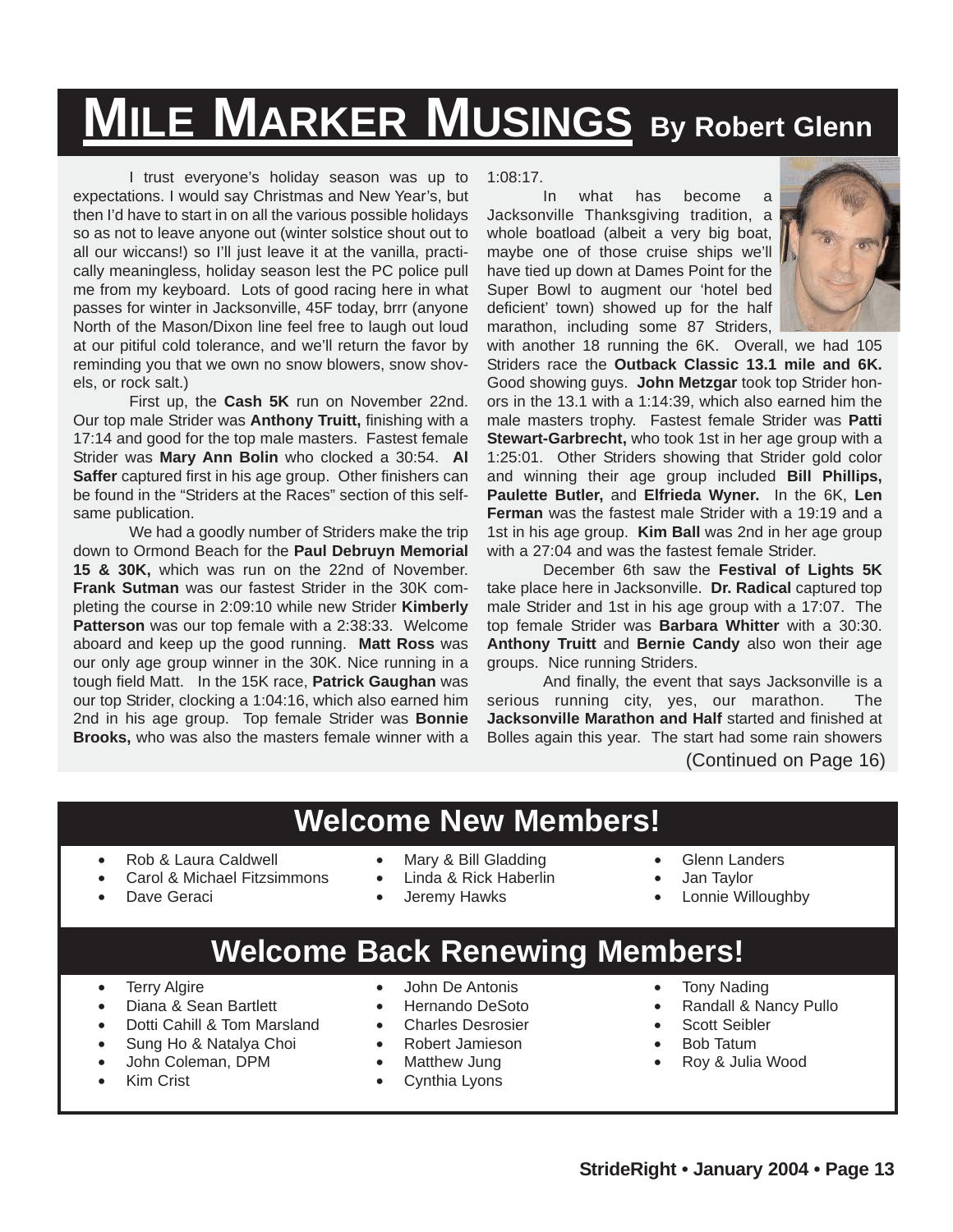# MILE MARKER MUSINGS By Robert Glenn

I trust everyone's holiday season was up to expectations. I would say Christmas and New Year's, but then I'd have to start in on all the various possible holidays so as not to leave anyone out (winter solstice shout out to all our wiccans!) so I'll just leave it at the vanilla, practically meaningless, holiday season lest the PC police pull me from my keyboard. Lots of good racing here in what passes for winter in Jacksonville, 45F today, brrr (anyone North of the Mason/Dixon line feel free to laugh out loud at our pitiful cold tolerance, and we'll return the favor by reminding you that we own no snow blowers, snow shovels, or rock salt.)

First up, the **Cash 5K** run on November 22nd. Our top male Strider was **Anthony Truitt,** finishing with a 17:14 and good for the top male masters. Fastest female Strider was **Mary Ann Bolin** who clocked a 30:54. **Al Saffer** captured first in his age group. Other finishers can be found in the "Striders at the Races" section of this self-same publication.

We had a goodly number of Striders make the trip down to Ormond Beach for the **Paul Debruyn Memorial 15 & 30K,** which was run on the 22nd of November. **Frank Sutman** was our fastest Strider in the 30K completing the course in 2:09:10 while new Strider **Kimberly Patterson** was our top female with a 2:38:33. Welcome aboard and keep up the good running. **Matt Ross** was our only age group winner in the 30K. Nice running in a tough field Matt. In the 15K race, **Patrick Gaughan** was our top Strider, clocking a 1:04:16, which also earned him 2nd in his age group. Top female Strider was **Bonnie Brooks,** who was also the masters female winner with a 1:08:17.

In what has become a Jacksonville Thanksgiving tradition, a whole boatload (albeit a very big boat, maybe one of those cruise ships we'll have tied up down at Dames Point for the Super Bowl to augment our 'hotel bed deficient' town) showed up for the half marathon, including some 87 Striders, with another 18 running the 6K. Overall, we had 105 Striders race the **Outback Classic 13.1 mile and 6K.** Good showing guys. **John Metzgar** took top Strider honors in the 13.1 with a 1:14:39, which also earned him the male masters trophy. Fastest female Strider was **Patti Stewart-Garbrecht,** who took 1st in her age group with a 1:25:01. Other Striders showing that Strider gold color and winning their age group included **Bill Phillips, Paulette Butler,** and **Elfrieda Wyner.** In the 6K, **Len Ferman** was the fastest male Strider with a 19:19 and a 1st in his age group. **Kim Ball** was 2nd in her age group with a 27:04 and was the fastest female Strider.

December 6th saw the **Festival of Lights 5K** take place here in Jacksonville. **Dr. Radical** captured top male Strider and 1st in his age group with a 17:07. The top female Strider was **Barbara Whitter** with a 30:30. **Anthony Truitt** and **Bernie Candy** also won their age groups. Nice running Striders.

And finally, the event that says Jacksonville is a serious running city, yes, our marathon. The **Jacksonville Marathon and Half** started and finished at Bolles again this year. The start had some rain showers

(Continued on Page 16)

## Welcome New Members!

- Rob & Laura Caldwell
- Carol & Michael Fitzsimmons
- Dave Geraci
- Mary & Bill Gladding
- Linda & Rick Haberlin
- Jeremy Hawks
- Glenn Landers
- Jan Taylor
- Lonnie Willoughby

## Welcome Back Renewing Members!

- Terry Algire
- Diana & Sean Bartlett
- Dotti Cahill & Tom Marsland
- Sung Ho & Natalya Choi
- John Coleman, DPM
- Kim Crist
- John De Antonis
- Hernando DeSoto
- Charles Desrosier
- Robert Jamieson
- Matthew Jung
- Cynthia Lyons
- Tony Nading
- Randall & Nancy Pullo
- Scott Seibler
- Bob Tatum
- Roy & Julia Wood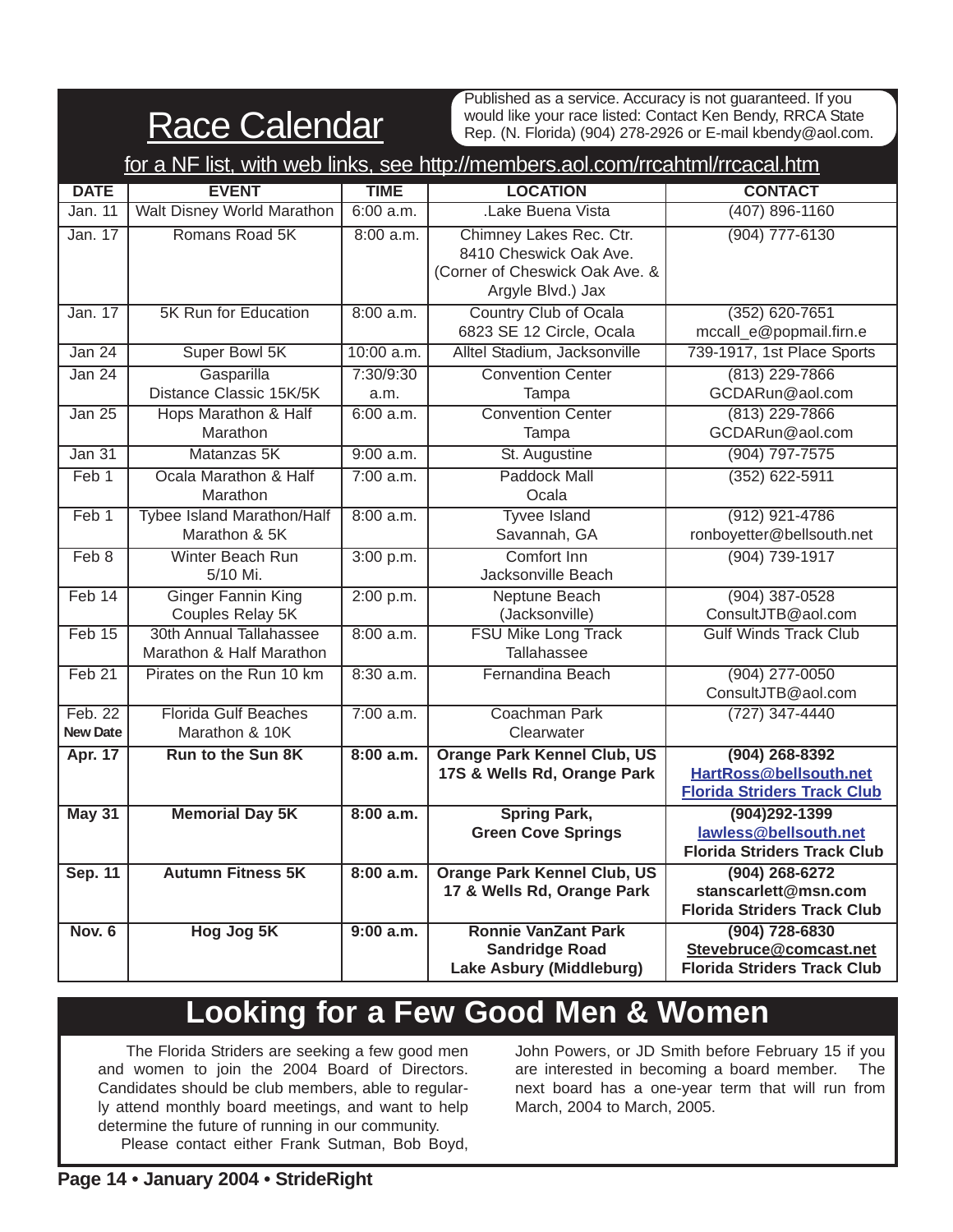# Race Calendar

Published as a service. Accuracy is not guaranteed. If you would like your race listed: Contact Ken Bendy, RRCA State Rep. (N. Florida) (904) 278-2926 or E-mail kbendy@aol.com.

for a NF list, with web links, see http://members.aol.com/rrcahtml/rrcacal.htm

| DATE | EVENT | TIME | LOCATION | CONTACT |
|---|---|---|---|---|
| Jan. 11 | Walt Disney World Marathon | 6:00 a.m. | .Lake Buena Vista | (407) 896-1160 |
| Jan. 17 | Romans Road 5K | 8:00 a.m. | Chimney Lakes Rec. Ctr. 8410 Cheswick Oak Ave. (Corner of Cheswick Oak Ave. & Argyle Blvd.) Jax | (904) 777-6130 |
| Jan. 17 | 5K Run for Education | 8:00 a.m. | Country Club of Ocala 6823 SE 12 Circle, Ocala | (352) 620-7651 mccall_e@popmail.firn.e |
| Jan 24 | Super Bowl 5K | 10:00 a.m. | Alltel Stadium, Jacksonville | 739-1917, 1st Place Sports |
| Jan 24 | Gasparilla Distance Classic 15K/5K | 7:30/9:30 a.m. | Convention Center Tampa | (813) 229-7866 GCDARun@aol.com |
| Jan 25 | Hops Marathon & Half Marathon | 6:00 a.m. | Convention Center Tampa | (813) 229-7866 GCDARun@aol.com |
| Jan 31 | Matanzas 5K | 9:00 a.m. | St. Augustine | (904) 797-7575 |
| Feb 1 | Ocala Marathon & Half Marathon | 7:00 a.m. | Paddock Mall Ocala | (352) 622-5911 |
| Feb 1 | Tybee Island Marathon/Half Marathon & 5K | 8:00 a.m. | Tyvee Island Savannah, GA | (912) 921-4786 ronboyetter@bellsouth.net |
| Feb 8 | Winter Beach Run 5/10 Mi. | 3:00 p.m. | Comfort Inn Jacksonville Beach | (904) 739-1917 |
| Feb 14 | Ginger Fannin King Couples Relay 5K | 2:00 p.m. | Neptune Beach (Jacksonville) | (904) 387-0528 ConsultJTB@aol.com |
| Feb 15 | 30th Annual Tallahassee Marathon & Half Marathon | 8:00 a.m. | FSU Mike Long Track Tallahassee | Gulf Winds Track Club |
| Feb 21 | Pirates on the Run 10 km | 8:30 a.m. | Fernandina Beach | (904) 277-0050 ConsultJTB@aol.com |
| Feb. 22 **New Date** | Florida Gulf Beaches Marathon & 10K | 7:00 a.m. | Coachman Park Clearwater | (727) 347-4440 |
| **Apr. 17** | **Run to the Sun 8K** | **8:00 a.m.** | **Orange Park Kennel Club, US 17S & Wells Rd, Orange Park** | **(904) 268-8392 HartRoss@bellsouth.net Florida Striders Track Club** |
| **May 31** | **Memorial Day 5K** | **8:00 a.m.** | **Spring Park, Green Cove Springs** | **(904)292-1399 lawless@bellsouth.net Florida Striders Track Club** |
| **Sep. 11** | **Autumn Fitness 5K** | **8:00 a.m.** | **Orange Park Kennel Club, US 17 & Wells Rd, Orange Park** | **(904) 268-6272 stanscarlett@msn.com Florida Striders Track Club** |
| **Nov. 6** | **Hog Jog 5K** | **9:00 a.m.** | **Ronnie VanZant Park Sandridge Road Lake Asbury (Middleburg)** | **(904) 728-6830 Stevebruce@comcast.net Florida Striders Track Club** |

# Looking for a Few Good Men & Women

The Florida Striders are seeking a few good men and women to join the 2004 Board of Directors. Candidates should be club members, able to regularly attend monthly board meetings, and want to help determine the future of running in our community.

Please contact either Frank Sutman, Bob Boyd, John Powers, or JD Smith before February 15 if you are interested in becoming a board member. The next board has a one-year term that will run from March, 2004 to March, 2005.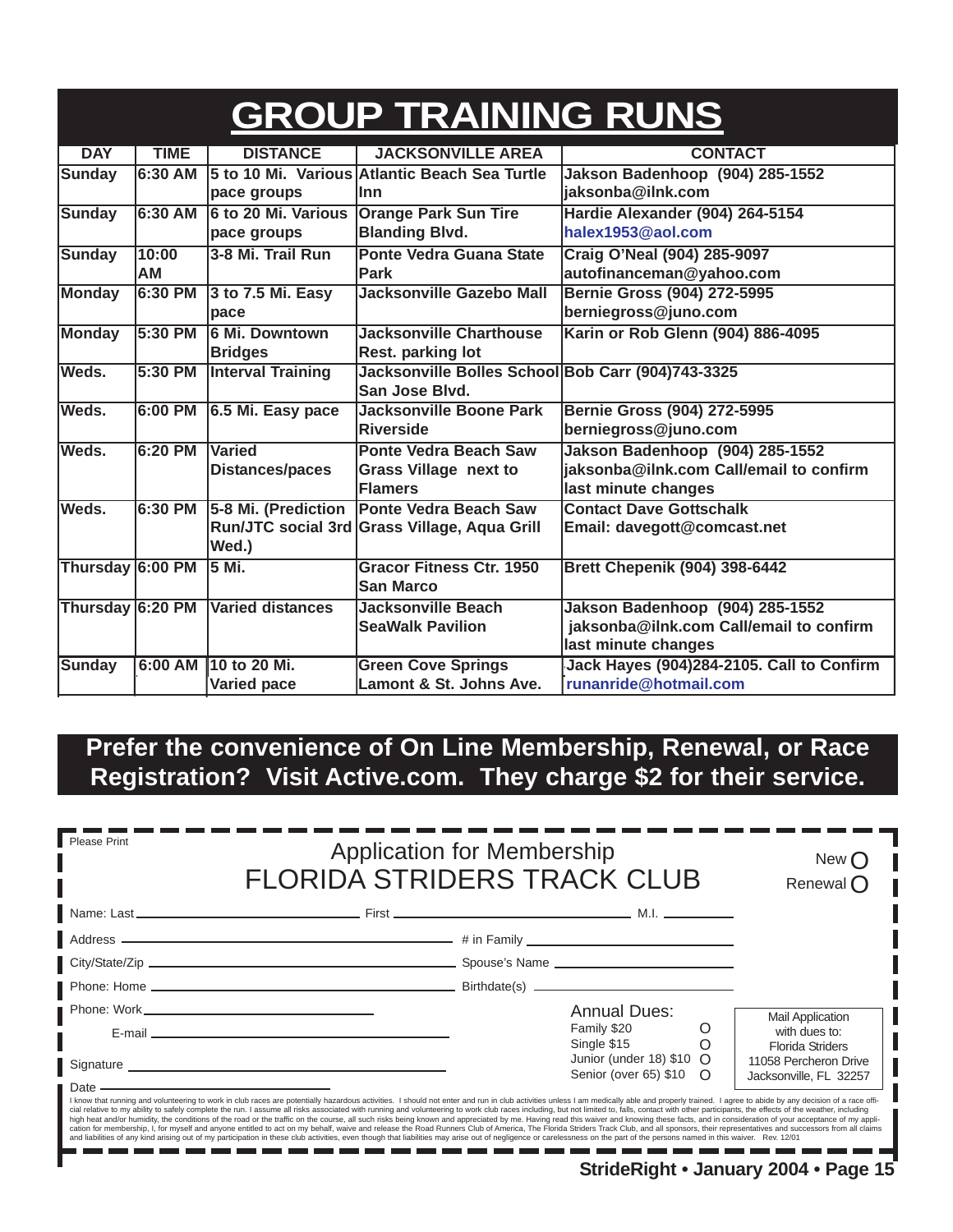# GROUP TRAINING RUNS

| DAY | TIME | DISTANCE | JACKSONVILLE AREA | CONTACT |
|---|---|---|---|---|
| Sunday | 6:30 AM | 5 to 10 Mi. Various pace groups | Atlantic Beach Sea Turtle Inn | Jakson Badenhoop (904) 285-1552 jaksonba@ilnk.com |
| Sunday | 6:30 AM | 6 to 20 Mi. Various pace groups | Orange Park Sun Tire Blanding Blvd. | Hardie Alexander (904) 264-5154 halex1953@aol.com |
| Sunday | 10:00 AM | 3-8 Mi. Trail Run | Ponte Vedra Guana State Park | Craig O'Neal (904) 285-9097 autofinanceman@yahoo.com |
| Monday | 6:30 PM | 3 to 7.5 Mi. Easy pace | Jacksonville Gazebo Mall | Bernie Gross (904) 272-5995 berniegross@juno.com |
| Monday | 5:30 PM | 6 Mi. Downtown Bridges | Jacksonville Charthouse Rest. parking lot | Karin or Rob Glenn (904) 886-4095 |
| Weds. | 5:30 PM | Interval Training | Jacksonville Bolles School San Jose Blvd. | Bob Carr (904)743-3325 |
| Weds. | 6:00 PM | 6.5 Mi. Easy pace | Jacksonville Boone Park Riverside | Bernie Gross (904) 272-5995 berniegross@juno.com |
| Weds. | 6:20 PM | Varied Distances/paces | Ponte Vedra Beach Saw Grass Village next to Flamers | Jakson Badenhoop (904) 285-1552 jaksonba@ilnk.com Call/email to confirm last minute changes |
| Weds. | 6:30 PM | 5-8 Mi. (Prediction Run/JTC social 3rd Wed.) | Ponte Vedra Beach Saw Grass Village, Aqua Grill | Contact Dave Gottschalk Email: davegott@comcast.net |
| Thursday | 6:00 PM | 5 Mi. | Gracor Fitness Ctr. 1950 San Marco | Brett Chepenik (904) 398-6442 |
| Thursday | 6:20 PM | Varied distances | Jacksonville Beach SeaWalk Pavilion | Jakson Badenhoop (904) 285-1552 jaksonba@ilnk.com Call/email to confirm last minute changes |
| Sunday | 6:00 AM | 10 to 20 Mi. Varied pace | Green Cove Springs Lamont & St. Johns Ave. | Jack Hayes (904)284-2105. Call to Confirm runanride@hotmail.com |

**Prefer the convenience of On Line Membership, Renewal, or Race Registration? Visit Active.com. They charge $2 for their service.**

Please Print

## Application for Membership
## FLORIDA STRIDERS TRACK CLUB

New O
Renewal O

Name: Last ______________________ First ______________________ M.I. ________

Address ______________________ # in Family ______________________

City/State/Zip ______________________ Spouse's Name ______________________

Phone: Home ______________________ Birthdate(s) ______________________

Phone: Work ______________________

E-mail ______________________

Signature ______________________

Date ______________________

**Annual Dues:**
- Family $20 O
- Single $15 O
- Junior (under 18) $10 O
- Senior (over 65) $10 O

Mail Application with dues to:
Florida Striders
11058 Percheron Drive
Jacksonville, FL 32257

I know that running and volunteering to work in club races are potentially hazardous activities. I should not enter and run in club activities unless I am medically able and properly trained. I agree to abide by any decision of a race official relative to my ability to safely complete the run. I assume all risks associated with running and volunteering to work club races including, but not limited to, falls, contact with other participants, the effects of the weather, including high heat and/or humidity, the conditions of the road or the traffic on the course, all such risks being known and appreciated by me. Having read this waiver and knowing these facts, and in consideration of your acceptance of my application for membership, I, for myself and anyone entitled to act on my behalf, waive and release the Road Runners Club of America, The Florida Striders Track Club, and all sponsors, their representatives and successors from all claims and liabilities of any kind arising out of my participation in these club activities, even though that liabilities may arise out of negligence or carelessness on the part of the persons named in this waiver. Rev. 12/01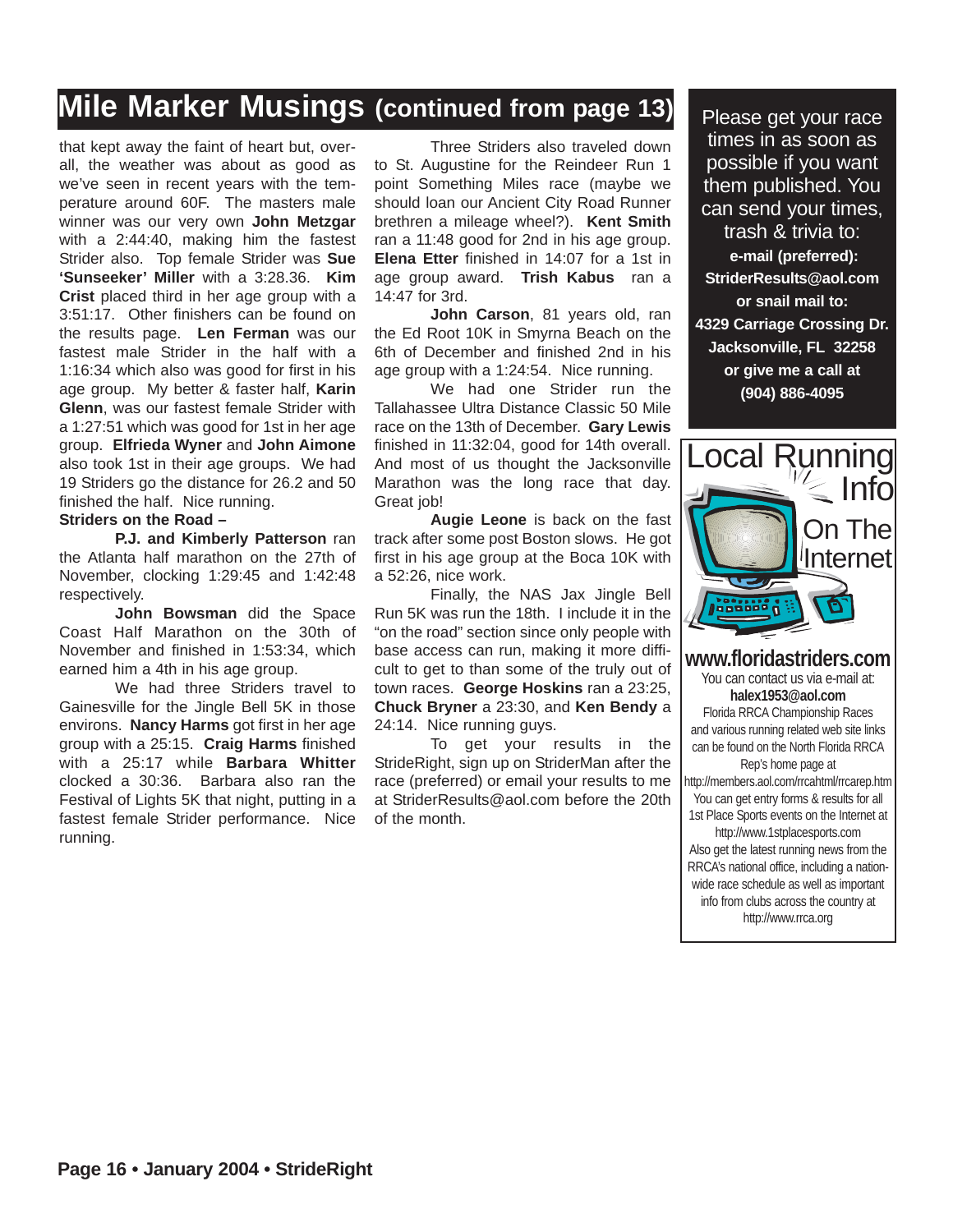# Mile Marker Musings (continued from page 13)

that kept away the faint of heart but, overall, the weather was about as good as we've seen in recent years with the temperature around 60F. The masters male winner was our very own **John Metzgar** with a 2:44:40, making him the fastest Strider also. Top female Strider was **Sue 'Sunseeker' Miller** with a 3:28.36. **Kim Crist** placed third in her age group with a 3:51:17. Other finishers can be found on the results page. **Len Ferman** was our fastest male Strider in the half with a 1:16:34 which also was good for first in his age group. My better & faster half, **Karin Glenn**, was our fastest female Strider with a 1:27:51 which was good for 1st in her age group. **Elfrieda Wyner** and **John Aimone** also took 1st in their age groups. We had 19 Striders go the distance for 26.2 and 50 finished the half. Nice running.

**Striders on the Road –**

**P.J. and Kimberly Patterson** ran the Atlanta half marathon on the 27th of November, clocking 1:29:45 and 1:42:48 respectively.

**John Bowsman** did the Space Coast Half Marathon on the 30th of November and finished in 1:53:34, which earned him a 4th in his age group.

We had three Striders travel to Gainesville for the Jingle Bell 5K in those environs. **Nancy Harms** got first in her age group with a 25:15. **Craig Harms** finished with a 25:17 while **Barbara Whitter** clocked a 30:36. Barbara also ran the Festival of Lights 5K that night, putting in a fastest female Strider performance. Nice running.

Three Striders also traveled down to St. Augustine for the Reindeer Run 1 point Something Miles race (maybe we should loan our Ancient City Road Runner brethren a mileage wheel?). **Kent Smith** ran a 11:48 good for 2nd in his age group. **Elena Etter** finished in 14:07 for a 1st in age group award. **Trish Kabus** ran a 14:47 for 3rd.

**John Carson**, 81 years old, ran the Ed Root 10K in Smyrna Beach on the 6th of December and finished 2nd in his age group with a 1:24:54. Nice running.

We had one Strider run the Tallahassee Ultra Distance Classic 50 Mile race on the 13th of December. **Gary Lewis** finished in 11:32:04, good for 14th overall. And most of us thought the Jacksonville Marathon was the long race that day. Great job!

**Augie Leone** is back on the fast track after some post Boston slows. He got first in his age group at the Boca 10K with a 52:26, nice work.

Finally, the NAS Jax Jingle Bell Run 5K was run the 18th. I include it in the "on the road" section since only people with base access can run, making it more difficult to get to than some of the truly out of town races. **George Hoskins** ran a 23:25, **Chuck Bryner** a 23:30, and **Ken Bendy** a 24:14. Nice running guys.

To get your results in the StrideRight, sign up on StriderMan after the race (preferred) or email your results to me at StriderResults@aol.com before the 20th of the month.

---

Please get your race times in as soon as possible if you want them published. You can send your times, trash & trivia to:

**e-mail (preferred):**
**StriderResults@aol.com**
**or snail mail to:**
**4329 Carriage Crossing Dr.**
**Jacksonville, FL 32258**
**or give me a call at**
**(904) 886-4095**

---

## Local Running Info On The Internet

**www.floridastriders.com**

You can contact us via e-mail at:
**halex1953@aol.com**

Florida RRCA Championship Races and various running related web site links can be found on the North Florida RRCA Rep's home page at
http://members.aol.com/rrcahtml/rrcarep.htm

You can get entry forms & results for all 1st Place Sports events on the Internet at
http://www.1stplacesports.com

Also get the latest running news from the RRCA's national office, including a nationwide race schedule as well as important info from clubs across the country at
http://www.rrca.org